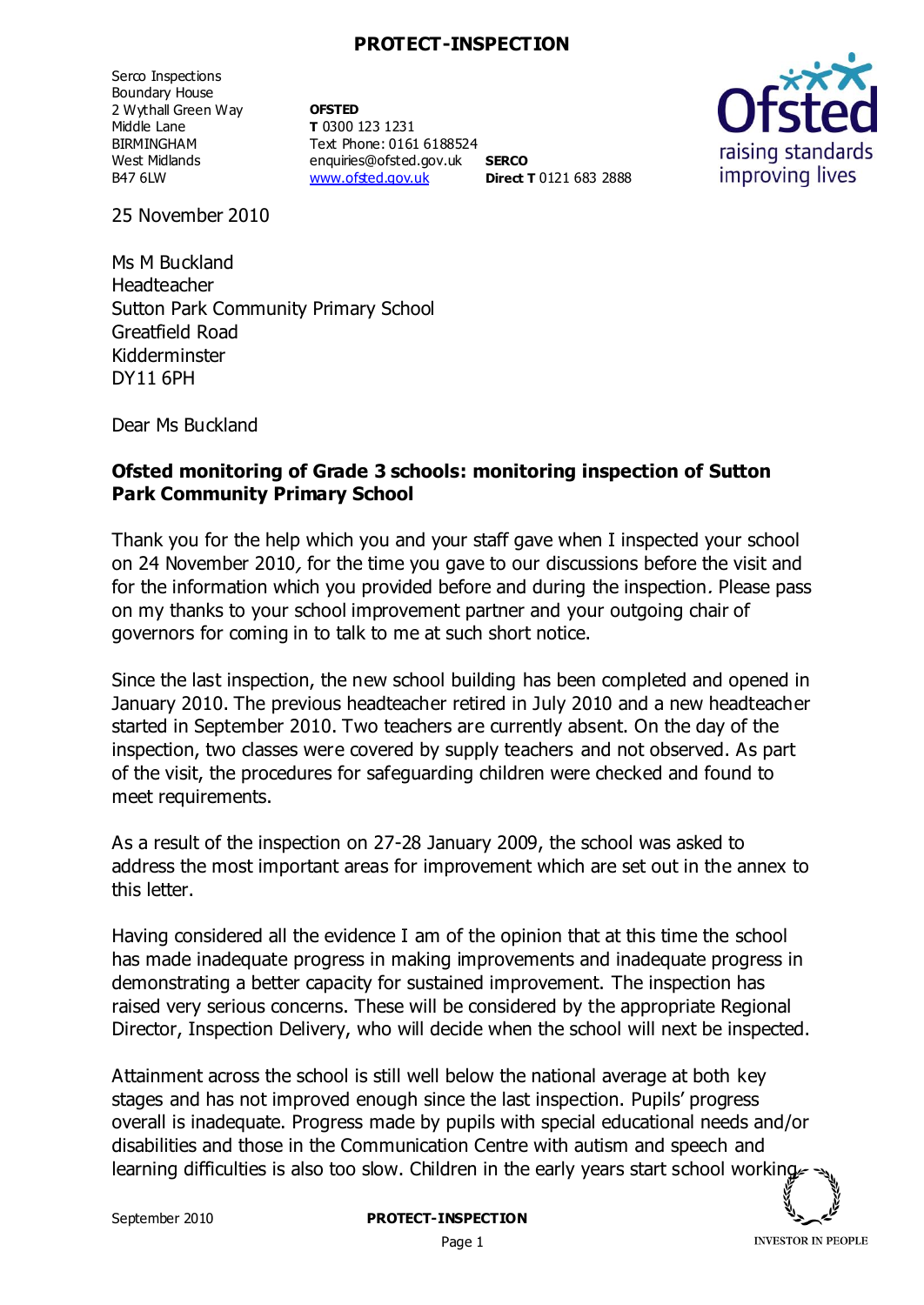Serco Inspections
Boundary House
2 Wythall Green Way
Middle Lane
BIRMINGHAM
West Midlands
B47 6LW

**OFSTED**
**T** 0300 123 1231
Text Phone: 0161 6188524
enquiries@ofsted.gov.uk
www.ofsted.gov.uk

**SERCO**
**Direct T** 0121 683 2888

25 November 2010

Ms M Buckland
Headteacher
Sutton Park Community Primary School
Greatfield Road
Kidderminster
DY11 6PH

Dear Ms Buckland

**Ofsted monitoring of Grade 3 schools: monitoring inspection of Sutton Park Community Primary School**

Thank you for the help which you and your staff gave when I inspected your school on 24 November 2010, for the time you gave to our discussions before the visit and for the information which you provided before and during the inspection. Please pass on my thanks to your school improvement partner and your outgoing chair of governors for coming in to talk to me at such short notice.

Since the last inspection, the new school building has been completed and opened in January 2010. The previous headteacher retired in July 2010 and a new headteacher started in September 2010. Two teachers are currently absent. On the day of the inspection, two classes were covered by supply teachers and not observed. As part of the visit, the procedures for safeguarding children were checked and found to meet requirements.

As a result of the inspection on 27-28 January 2009, the school was asked to address the most important areas for improvement which are set out in the annex to this letter.

Having considered all the evidence I am of the opinion that at this time the school has made inadequate progress in making improvements and inadequate progress in demonstrating a better capacity for sustained improvement. The inspection has raised very serious concerns. These will be considered by the appropriate Regional Director, Inspection Delivery, who will decide when the school will next be inspected.

Attainment across the school is still well below the national average at both key stages and has not improved enough since the last inspection. Pupils' progress overall is inadequate. Progress made by pupils with special educational needs and/or disabilities and those in the Communication Centre with autism and speech and learning difficulties is also too slow. Children in the early years start school working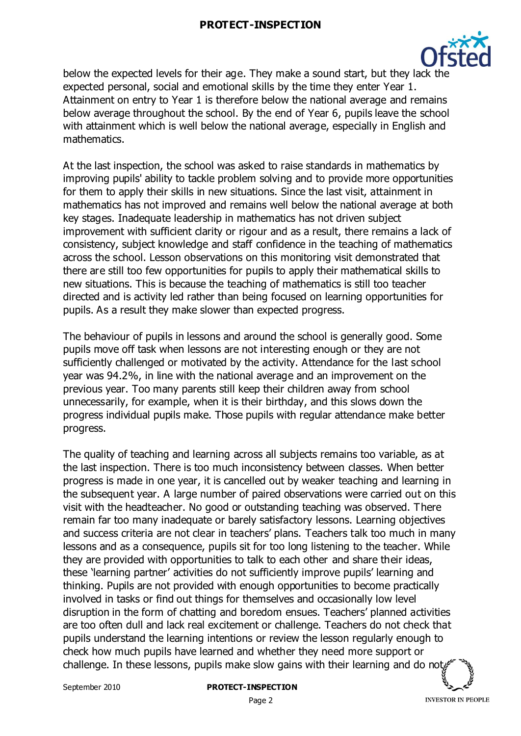below the expected levels for their age. They make a sound start, but they lack the expected personal, social and emotional skills by the time they enter Year 1. Attainment on entry to Year 1 is therefore below the national average and remains below average throughout the school. By the end of Year 6, pupils leave the school with attainment which is well below the national average, especially in English and mathematics.

At the last inspection, the school was asked to raise standards in mathematics by improving pupils' ability to tackle problem solving and to provide more opportunities for them to apply their skills in new situations. Since the last visit, attainment in mathematics has not improved and remains well below the national average at both key stages. Inadequate leadership in mathematics has not driven subject improvement with sufficient clarity or rigour and as a result, there remains a lack of consistency, subject knowledge and staff confidence in the teaching of mathematics across the school. Lesson observations on this monitoring visit demonstrated that there are still too few opportunities for pupils to apply their mathematical skills to new situations. This is because the teaching of mathematics is still too teacher directed and is activity led rather than being focused on learning opportunities for pupils. As a result they make slower than expected progress.

The behaviour of pupils in lessons and around the school is generally good. Some pupils move off task when lessons are not interesting enough or they are not sufficiently challenged or motivated by the activity. Attendance for the last school year was 94.2%, in line with the national average and an improvement on the previous year. Too many parents still keep their children away from school unnecessarily, for example, when it is their birthday, and this slows down the progress individual pupils make. Those pupils with regular attendance make better progress.

The quality of teaching and learning across all subjects remains too variable, as at the last inspection. There is too much inconsistency between classes. When better progress is made in one year, it is cancelled out by weaker teaching and learning in the subsequent year. A large number of paired observations were carried out on this visit with the headteacher. No good or outstanding teaching was observed. There remain far too many inadequate or barely satisfactory lessons. Learning objectives and success criteria are not clear in teachers' plans. Teachers talk too much in many lessons and as a consequence, pupils sit for too long listening to the teacher. While they are provided with opportunities to talk to each other and share their ideas, these 'learning partner' activities do not sufficiently improve pupils' learning and thinking. Pupils are not provided with enough opportunities to become practically involved in tasks or find out things for themselves and occasionally low level disruption in the form of chatting and boredom ensues. Teachers' planned activities are too often dull and lack real excitement or challenge. Teachers do not check that pupils understand the learning intentions or review the lesson regularly enough to check how much pupils have learned and whether they need more support or challenge. In these lessons, pupils make slow gains with their learning and do not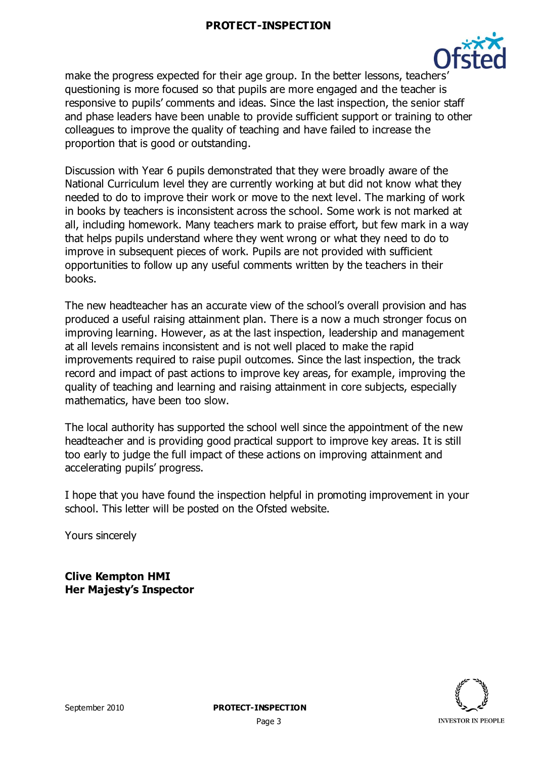make the progress expected for their age group. In the better lessons, teachers' questioning is more focused so that pupils are more engaged and the teacher is responsive to pupils' comments and ideas. Since the last inspection, the senior staff and phase leaders have been unable to provide sufficient support or training to other colleagues to improve the quality of teaching and have failed to increase the proportion that is good or outstanding.

Discussion with Year 6 pupils demonstrated that they were broadly aware of the National Curriculum level they are currently working at but did not know what they needed to do to improve their work or move to the next level. The marking of work in books by teachers is inconsistent across the school. Some work is not marked at all, including homework. Many teachers mark to praise effort, but few mark in a way that helps pupils understand where they went wrong or what they need to do to improve in subsequent pieces of work. Pupils are not provided with sufficient opportunities to follow up any useful comments written by the teachers in their books.

The new headteacher has an accurate view of the school's overall provision and has produced a useful raising attainment plan. There is a now a much stronger focus on improving learning. However, as at the last inspection, leadership and management at all levels remains inconsistent and is not well placed to make the rapid improvements required to raise pupil outcomes. Since the last inspection, the track record and impact of past actions to improve key areas, for example, improving the quality of teaching and learning and raising attainment in core subjects, especially mathematics, have been too slow.

The local authority has supported the school well since the appointment of the new headteacher and is providing good practical support to improve key areas. It is still too early to judge the full impact of these actions on improving attainment and accelerating pupils' progress.

I hope that you have found the inspection helpful in promoting improvement in your school. This letter will be posted on the Ofsted website.

Yours sincerely

**Clive Kempton HMI**
**Her Majesty's Inspector**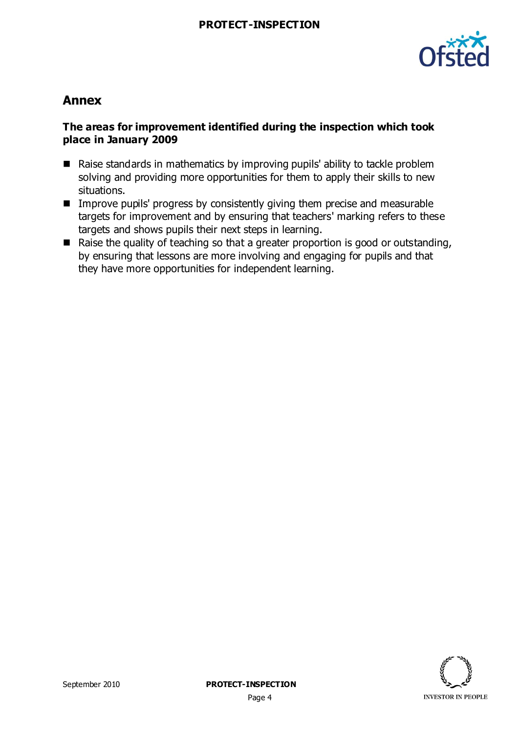## Annex

### The areas for improvement identified during the inspection which took place in January 2009

- Raise standards in mathematics by improving pupils' ability to tackle problem solving and providing more opportunities for them to apply their skills to new situations.
- Improve pupils' progress by consistently giving them precise and measurable targets for improvement and by ensuring that teachers' marking refers to these targets and shows pupils their next steps in learning.
- Raise the quality of teaching so that a greater proportion is good or outstanding, by ensuring that lessons are more involving and engaging for pupils and that they have more opportunities for independent learning.